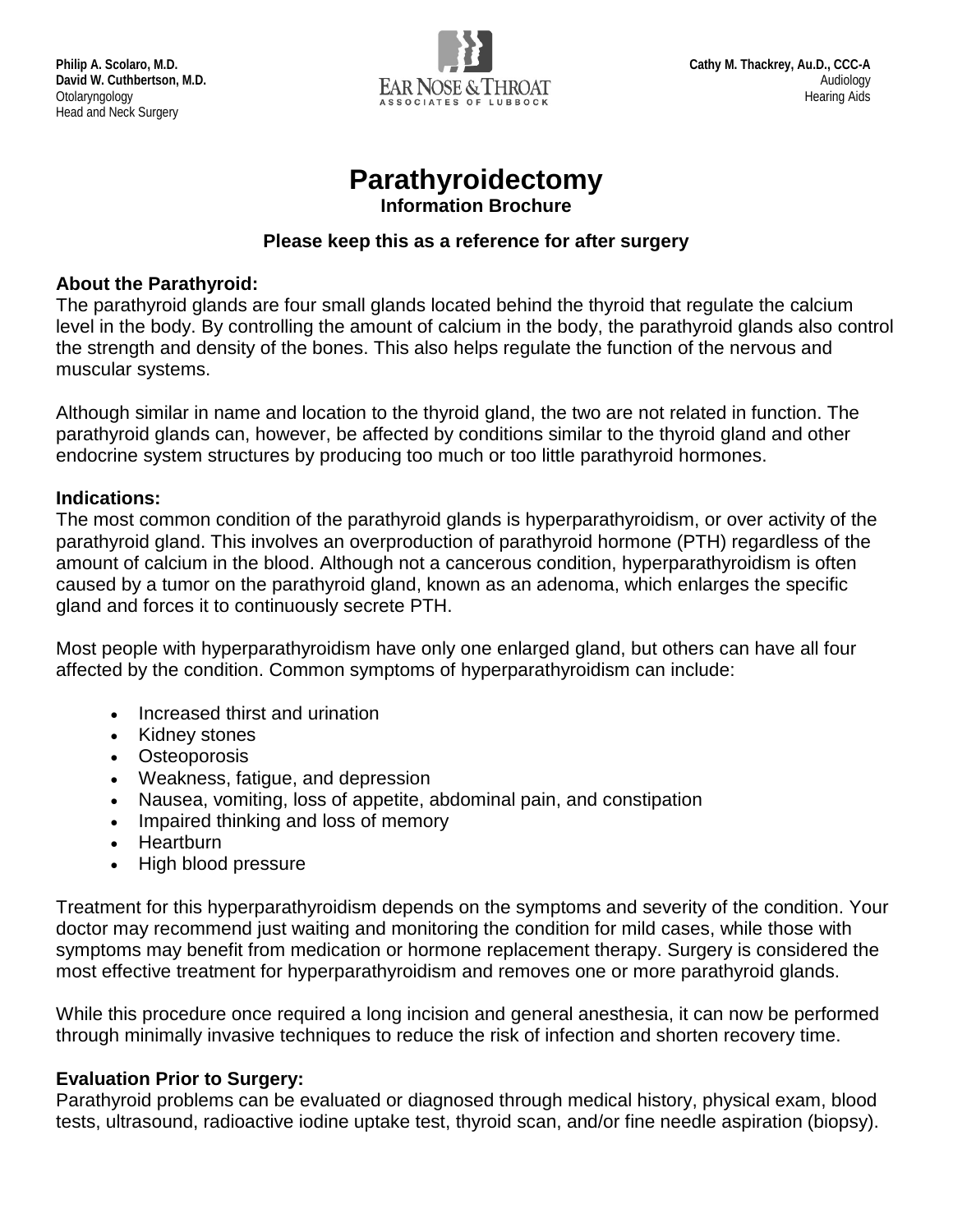Philip A. Scolaro, M.D.
David W. Cuthbertson, M.D.
Otolaryngology
Head and Neck Surgery

EAR NOSE & THROAT
ASSOCIATES OF LUBBOCK

Cathy M. Thackrey, Au.D., CCC-A
Audiology
Hearing Aids

# Parathyroidectomy

**Information Brochure**

**Please keep this as a reference for after surgery**

## About the Parathyroid:

The parathyroid glands are four small glands located behind the thyroid that regulate the calcium level in the body. By controlling the amount of calcium in the body, the parathyroid glands also control the strength and density of the bones. This also helps regulate the function of the nervous and muscular systems.

Although similar in name and location to the thyroid gland, the two are not related in function. The parathyroid glands can, however, be affected by conditions similar to the thyroid gland and other endocrine system structures by producing too much or too little parathyroid hormones.

## Indications:

The most common condition of the parathyroid glands is hyperparathyroidism, or over activity of the parathyroid gland. This involves an overproduction of parathyroid hormone (PTH) regardless of the amount of calcium in the blood. Although not a cancerous condition, hyperparathyroidism is often caused by a tumor on the parathyroid gland, known as an adenoma, which enlarges the specific gland and forces it to continuously secrete PTH.

Most people with hyperparathyroidism have only one enlarged gland, but others can have all four affected by the condition. Common symptoms of hyperparathyroidism can include:

- Increased thirst and urination
- Kidney stones
- Osteoporosis
- Weakness, fatigue, and depression
- Nausea, vomiting, loss of appetite, abdominal pain, and constipation
- Impaired thinking and loss of memory
- Heartburn
- High blood pressure

Treatment for this hyperparathyroidism depends on the symptoms and severity of the condition. Your doctor may recommend just waiting and monitoring the condition for mild cases, while those with symptoms may benefit from medication or hormone replacement therapy. Surgery is considered the most effective treatment for hyperparathyroidism and removes one or more parathyroid glands.

While this procedure once required a long incision and general anesthesia, it can now be performed through minimally invasive techniques to reduce the risk of infection and shorten recovery time.

## Evaluation Prior to Surgery:

Parathyroid problems can be evaluated or diagnosed through medical history, physical exam, blood tests, ultrasound, radioactive iodine uptake test, thyroid scan, and/or fine needle aspiration (biopsy).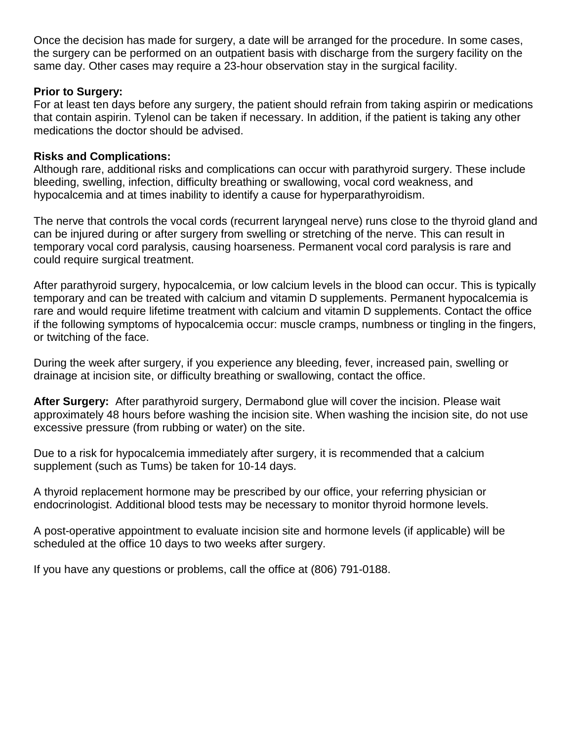Once the decision has made for surgery, a date will be arranged for the procedure. In some cases, the surgery can be performed on an outpatient basis with discharge from the surgery facility on the same day. Other cases may require a 23-hour observation stay in the surgical facility.

**Prior to Surgery:**
For at least ten days before any surgery, the patient should refrain from taking aspirin or medications that contain aspirin. Tylenol can be taken if necessary. In addition, if the patient is taking any other medications the doctor should be advised.

**Risks and Complications:**
Although rare, additional risks and complications can occur with parathyroid surgery. These include bleeding, swelling, infection, difficulty breathing or swallowing, vocal cord weakness, and hypocalcemia and at times inability to identify a cause for hyperparathyroidism.

The nerve that controls the vocal cords (recurrent laryngeal nerve) runs close to the thyroid gland and can be injured during or after surgery from swelling or stretching of the nerve. This can result in temporary vocal cord paralysis, causing hoarseness. Permanent vocal cord paralysis is rare and could require surgical treatment.

After parathyroid surgery, hypocalcemia, or low calcium levels in the blood can occur. This is typically temporary and can be treated with calcium and vitamin D supplements. Permanent hypocalcemia is rare and would require lifetime treatment with calcium and vitamin D supplements. Contact the office if the following symptoms of hypocalcemia occur: muscle cramps, numbness or tingling in the fingers, or twitching of the face.

During the week after surgery, if you experience any bleeding, fever, increased pain, swelling or drainage at incision site, or difficulty breathing or swallowing, contact the office.

**After Surgery:** After parathyroid surgery, Dermabond glue will cover the incision. Please wait approximately 48 hours before washing the incision site. When washing the incision site, do not use excessive pressure (from rubbing or water) on the site.

Due to a risk for hypocalcemia immediately after surgery, it is recommended that a calcium supplement (such as Tums) be taken for 10-14 days.

A thyroid replacement hormone may be prescribed by our office, your referring physician or endocrinologist. Additional blood tests may be necessary to monitor thyroid hormone levels.

A post-operative appointment to evaluate incision site and hormone levels (if applicable) will be scheduled at the office 10 days to two weeks after surgery.

If you have any questions or problems, call the office at (806) 791-0188.